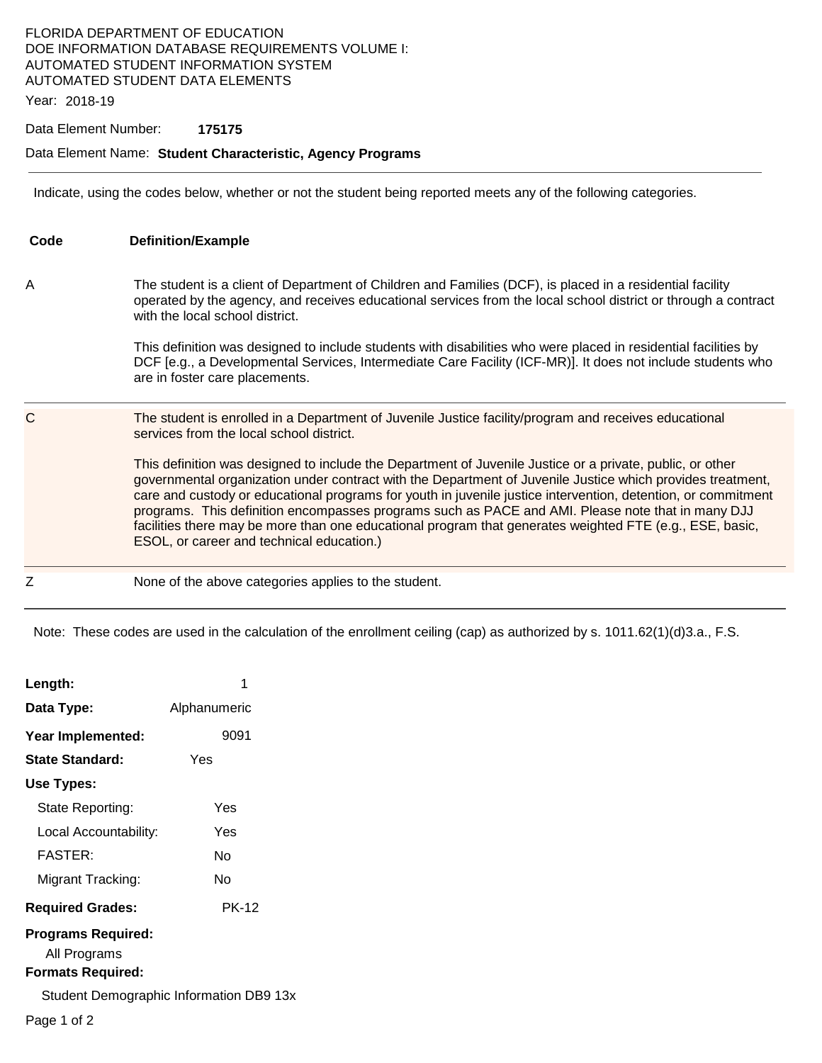FLORIDA DEPARTMENT OF EDUCATION
DOE INFORMATION DATABASE REQUIREMENTS VOLUME I:
AUTOMATED STUDENT INFORMATION SYSTEM
AUTOMATED STUDENT DATA ELEMENTS

Year: 2018-19

Data Element Number: **175175**

Data Element Name: **Student Characteristic, Agency Programs**

---

Indicate, using the codes below, whether or not the student being reported meets any of the following categories.

| Code | Definition/Example |
|---|---|
| A | The student is a client of Department of Children and Families (DCF), is placed in a residential facility operated by the agency, and receives educational services from the local school district or through a contract with the local school district.<br><br>This definition was designed to include students with disabilities who were placed in residential facilities by DCF [e.g., a Developmental Services, Intermediate Care Facility (ICF-MR)]. It does not include students who are in foster care placements. |
| C | The student is enrolled in a Department of Juvenile Justice facility/program and receives educational services from the local school district.<br><br>This definition was designed to include the Department of Juvenile Justice or a private, public, or other governmental organization under contract with the Department of Juvenile Justice which provides treatment, care and custody or educational programs for youth in juvenile justice intervention, detention, or commitment programs. This definition encompasses programs such as PACE and AMI. Please note that in many DJJ facilities there may be more than one educational program that generates weighted FTE (e.g., ESE, basic, ESOL, or career and technical education.) |
| Z | None of the above categories applies to the student. |

Note: These codes are used in the calculation of the enrollment ceiling (cap) as authorized by s. 1011.62(1)(d)3.a., F.S.

**Length:** 1

**Data Type:** Alphanumeric

**Year Implemented:** 9091

**State Standard:** Yes

**Use Types:**

- State Reporting: Yes
- Local Accountability: Yes
- FASTER: No
- Migrant Tracking: No

**Required Grades:** PK-12

**Programs Required:**

All Programs

**Formats Required:**

Student Demographic Information DB9 13x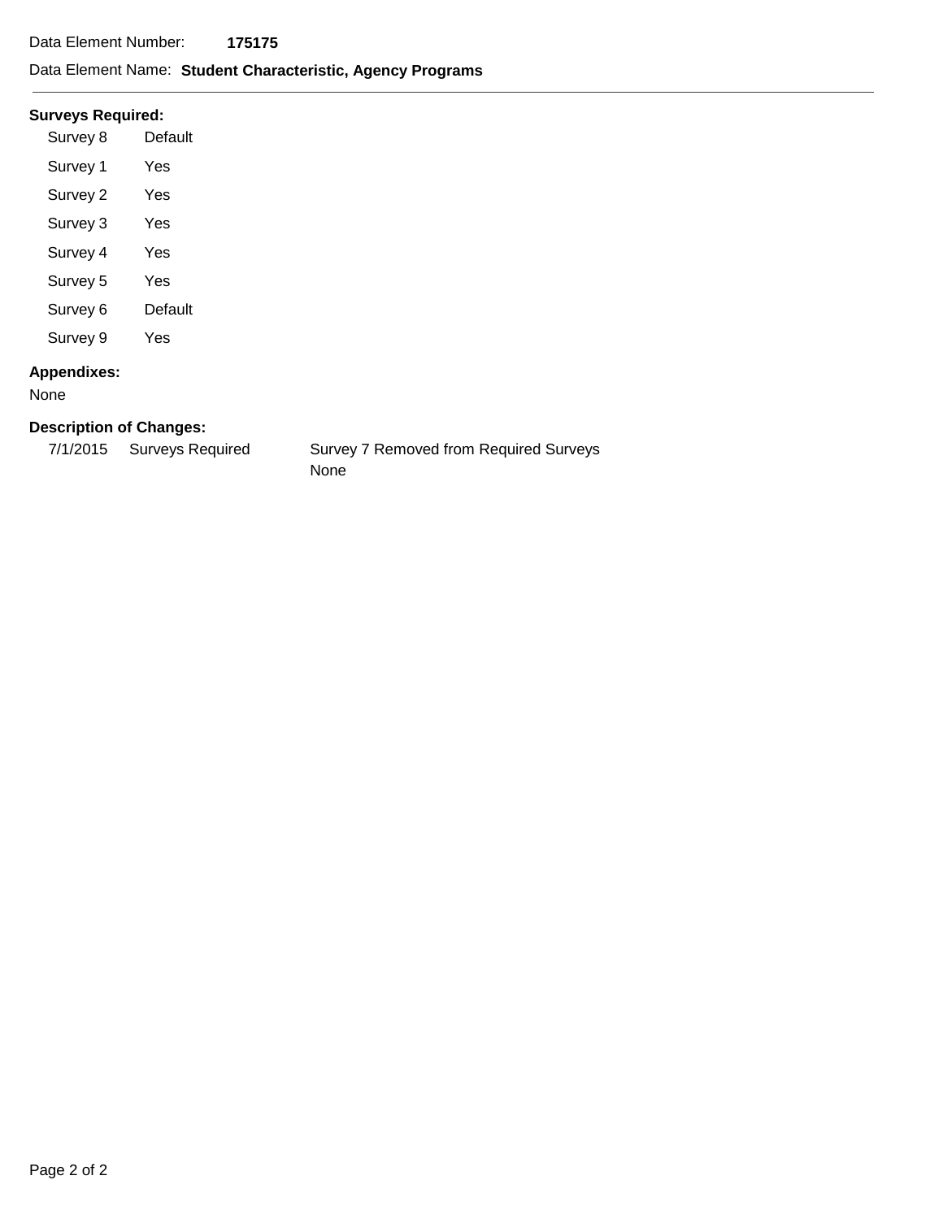Data Element Number: **175175**

Data Element Name: **Student Characteristic, Agency Programs**

**Surveys Required:**

| | |
|---|---|
| Survey 8 | Default |
| Survey 1 | Yes |
| Survey 2 | Yes |
| Survey 3 | Yes |
| Survey 4 | Yes |
| Survey 5 | Yes |
| Survey 6 | Default |
| Survey 9 | Yes |

**Appendixes:**

None

**Description of Changes:**

| | | |
|---|---|---|
| 7/1/2015 | Surveys Required | Survey 7 Removed from Required Surveys<br>None |